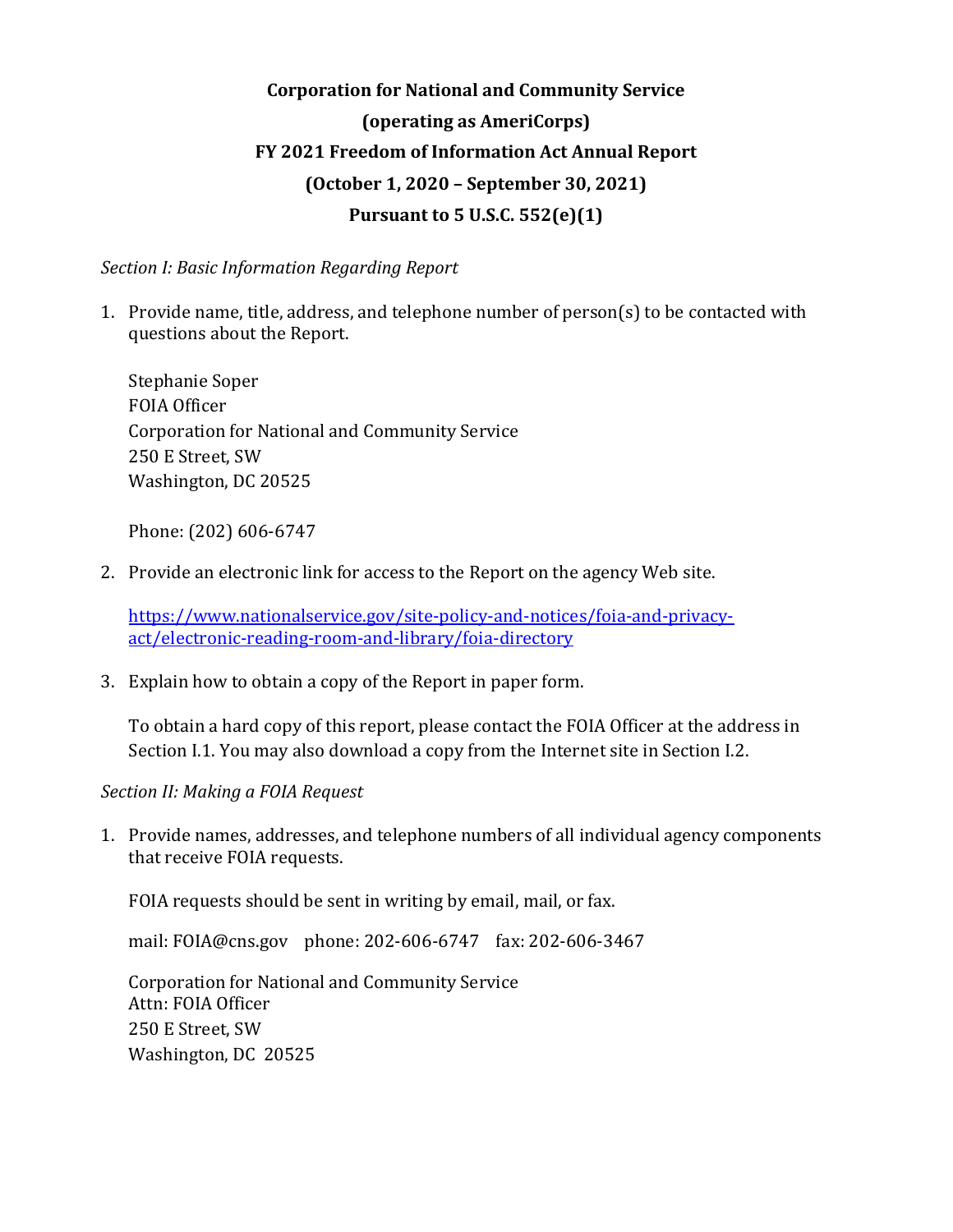# Corporation for National and Community Service
# (operating as AmeriCorps)
# FY 2021 Freedom of Information Act Annual Report
# (October 1, 2020 – September 30, 2021)
# Pursuant to 5 U.S.C. 552(e)(1)

*Section I: Basic Information Regarding Report*

1. Provide name, title, address, and telephone number of person(s) to be contacted with questions about the Report.

   Stephanie Soper  
   FOIA Officer  
   Corporation for National and Community Service  
   250 E Street, SW  
   Washington, DC 20525

   Phone: (202) 606-6747

2. Provide an electronic link for access to the Report on the agency Web site.

   https://www.nationalservice.gov/site-policy-and-notices/foia-and-privacy-act/electronic-reading-room-and-library/foia-directory

3. Explain how to obtain a copy of the Report in paper form.

   To obtain a hard copy of this report, please contact the FOIA Officer at the address in Section I.1. You may also download a copy from the Internet site in Section I.2.

*Section II: Making a FOIA Request*

1. Provide names, addresses, and telephone numbers of all individual agency components that receive FOIA requests.

   FOIA requests should be sent in writing by email, mail, or fax.

   mail: FOIA@cns.gov phone: 202-606-6747 fax: 202-606-3467

   Corporation for National and Community Service  
   Attn: FOIA Officer  
   250 E Street, SW  
   Washington, DC 20525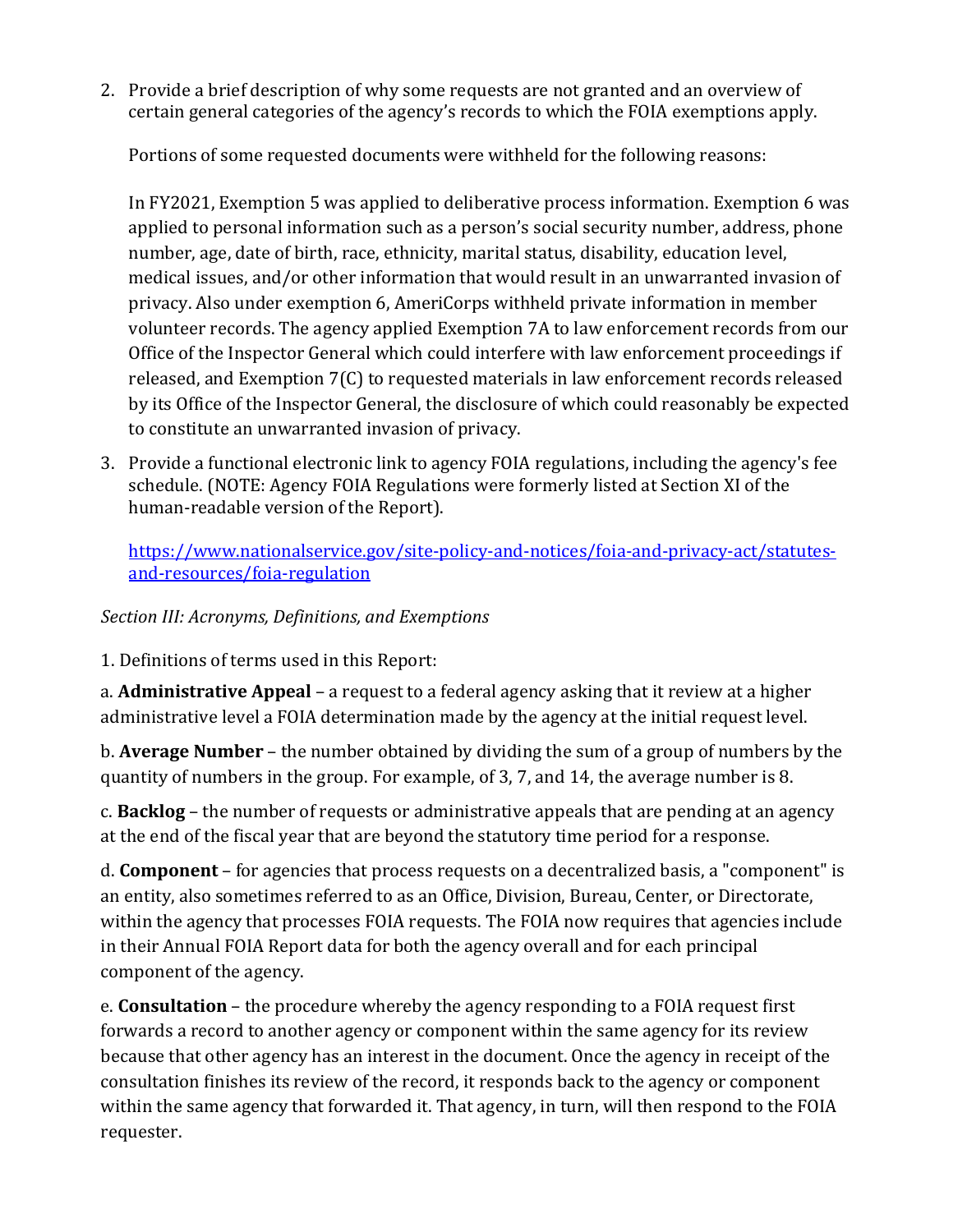2. Provide a brief description of why some requests are not granted and an overview of certain general categories of the agency's records to which the FOIA exemptions apply.

   Portions of some requested documents were withheld for the following reasons:

   In FY2021, Exemption 5 was applied to deliberative process information. Exemption 6 was applied to personal information such as a person's social security number, address, phone number, age, date of birth, race, ethnicity, marital status, disability, education level, medical issues, and/or other information that would result in an unwarranted invasion of privacy. Also under exemption 6, AmeriCorps withheld private information in member volunteer records. The agency applied Exemption 7A to law enforcement records from our Office of the Inspector General which could interfere with law enforcement proceedings if released, and Exemption 7(C) to requested materials in law enforcement records released by its Office of the Inspector General, the disclosure of which could reasonably be expected to constitute an unwarranted invasion of privacy.

3. Provide a functional electronic link to agency FOIA regulations, including the agency's fee schedule. (NOTE: Agency FOIA Regulations were formerly listed at Section XI of the human-readable version of the Report).

   [https://www.nationalservice.gov/site-policy-and-notices/foia-and-privacy-act/statutes-and-resources/foia-regulation](https://www.nationalservice.gov/site-policy-and-notices/foia-and-privacy-act/statutes-and-resources/foia-regulation)

*Section III: Acronyms, Definitions, and Exemptions*

1. Definitions of terms used in this Report:

a. **Administrative Appeal** – a request to a federal agency asking that it review at a higher administrative level a FOIA determination made by the agency at the initial request level.

b. **Average Number** – the number obtained by dividing the sum of a group of numbers by the quantity of numbers in the group. For example, of 3, 7, and 14, the average number is 8.

c. **Backlog** – the number of requests or administrative appeals that are pending at an agency at the end of the fiscal year that are beyond the statutory time period for a response.

d. **Component** – for agencies that process requests on a decentralized basis, a "component" is an entity, also sometimes referred to as an Office, Division, Bureau, Center, or Directorate, within the agency that processes FOIA requests. The FOIA now requires that agencies include in their Annual FOIA Report data for both the agency overall and for each principal component of the agency.

e. **Consultation** – the procedure whereby the agency responding to a FOIA request first forwards a record to another agency or component within the same agency for its review because that other agency has an interest in the document. Once the agency in receipt of the consultation finishes its review of the record, it responds back to the agency or component within the same agency that forwarded it. That agency, in turn, will then respond to the FOIA requester.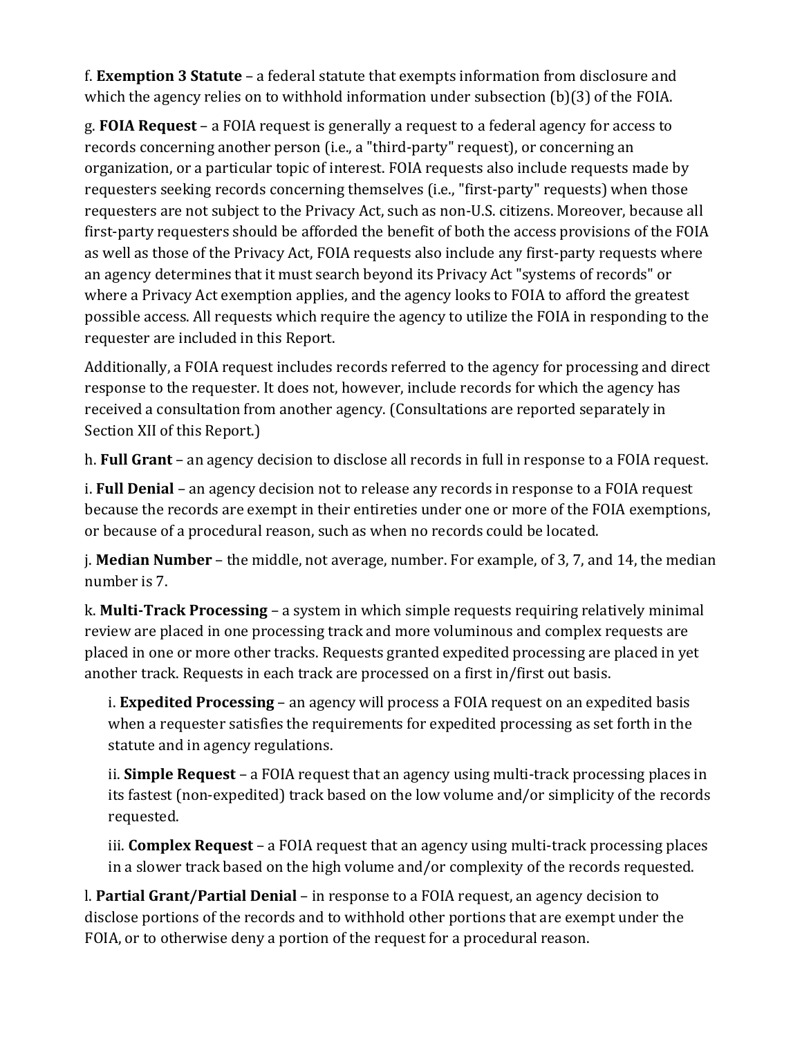f. **Exemption 3 Statute** – a federal statute that exempts information from disclosure and which the agency relies on to withhold information under subsection (b)(3) of the FOIA.

g. **FOIA Request** – a FOIA request is generally a request to a federal agency for access to records concerning another person (i.e., a "third-party" request), or concerning an organization, or a particular topic of interest. FOIA requests also include requests made by requesters seeking records concerning themselves (i.e., "first-party" requests) when those requesters are not subject to the Privacy Act, such as non-U.S. citizens. Moreover, because all first-party requesters should be afforded the benefit of both the access provisions of the FOIA as well as those of the Privacy Act, FOIA requests also include any first-party requests where an agency determines that it must search beyond its Privacy Act "systems of records" or where a Privacy Act exemption applies, and the agency looks to FOIA to afford the greatest possible access. All requests which require the agency to utilize the FOIA in responding to the requester are included in this Report.

Additionally, a FOIA request includes records referred to the agency for processing and direct response to the requester. It does not, however, include records for which the agency has received a consultation from another agency. (Consultations are reported separately in Section XII of this Report.)

h. **Full Grant** – an agency decision to disclose all records in full in response to a FOIA request.

i. **Full Denial** – an agency decision not to release any records in response to a FOIA request because the records are exempt in their entireties under one or more of the FOIA exemptions, or because of a procedural reason, such as when no records could be located.

j. **Median Number** – the middle, not average, number. For example, of 3, 7, and 14, the median number is 7.

k. **Multi-Track Processing** – a system in which simple requests requiring relatively minimal review are placed in one processing track and more voluminous and complex requests are placed in one or more other tracks. Requests granted expedited processing are placed in yet another track. Requests in each track are processed on a first in/first out basis.

   i. **Expedited Processing** – an agency will process a FOIA request on an expedited basis when a requester satisfies the requirements for expedited processing as set forth in the statute and in agency regulations.

   ii. **Simple Request** – a FOIA request that an agency using multi-track processing places in its fastest (non-expedited) track based on the low volume and/or simplicity of the records requested.

   iii. **Complex Request** – a FOIA request that an agency using multi-track processing places in a slower track based on the high volume and/or complexity of the records requested.

l. **Partial Grant/Partial Denial** – in response to a FOIA request, an agency decision to disclose portions of the records and to withhold other portions that are exempt under the FOIA, or to otherwise deny a portion of the request for a procedural reason.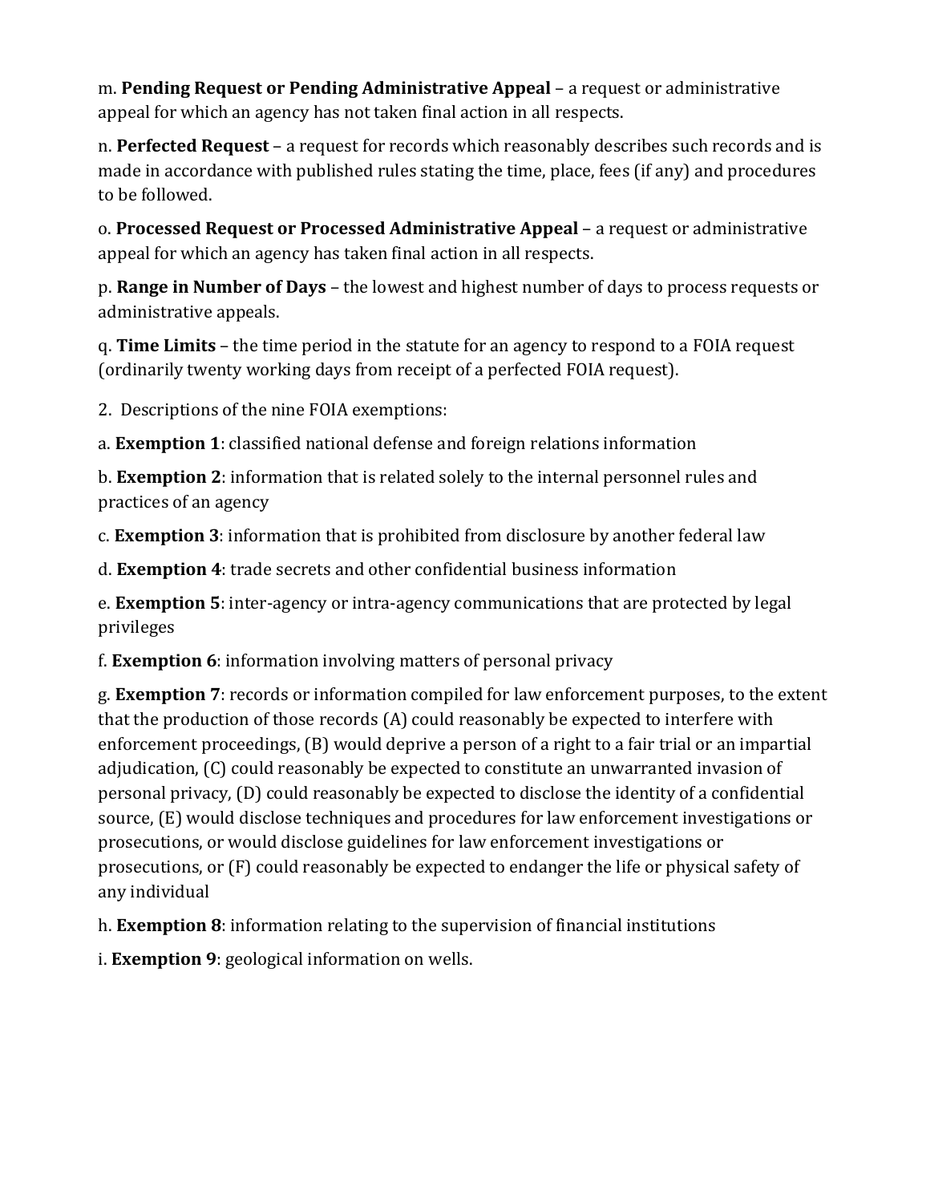m. **Pending Request or Pending Administrative Appeal** – a request or administrative appeal for which an agency has not taken final action in all respects.

n. **Perfected Request** – a request for records which reasonably describes such records and is made in accordance with published rules stating the time, place, fees (if any) and procedures to be followed.

o. **Processed Request or Processed Administrative Appeal** – a request or administrative appeal for which an agency has taken final action in all respects.

p. **Range in Number of Days** – the lowest and highest number of days to process requests or administrative appeals.

q. **Time Limits** – the time period in the statute for an agency to respond to a FOIA request (ordinarily twenty working days from receipt of a perfected FOIA request).

2. Descriptions of the nine FOIA exemptions:

a. **Exemption 1**: classified national defense and foreign relations information

b. **Exemption 2**: information that is related solely to the internal personnel rules and practices of an agency

c. **Exemption 3**: information that is prohibited from disclosure by another federal law

d. **Exemption 4**: trade secrets and other confidential business information

e. **Exemption 5**: inter-agency or intra-agency communications that are protected by legal privileges

f. **Exemption 6**: information involving matters of personal privacy

g. **Exemption 7**: records or information compiled for law enforcement purposes, to the extent that the production of those records (A) could reasonably be expected to interfere with enforcement proceedings, (B) would deprive a person of a right to a fair trial or an impartial adjudication, (C) could reasonably be expected to constitute an unwarranted invasion of personal privacy, (D) could reasonably be expected to disclose the identity of a confidential source, (E) would disclose techniques and procedures for law enforcement investigations or prosecutions, or would disclose guidelines for law enforcement investigations or prosecutions, or (F) could reasonably be expected to endanger the life or physical safety of any individual

h. **Exemption 8**: information relating to the supervision of financial institutions

i. **Exemption 9**: geological information on wells.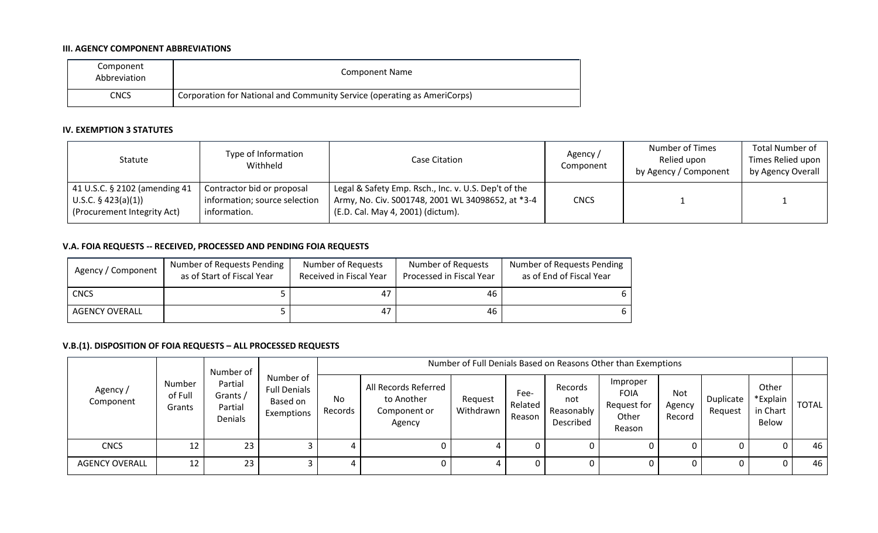### III. AGENCY COMPONENT ABBREVIATIONS

| Component Abbreviation | Component Name |
|---|---|
| CNCS | Corporation for National and Community Service (operating as AmeriCorps) |

### IV. EXEMPTION 3 STATUTES

| Statute | Type of Information Withheld | Case Citation | Agency / Component | Number of Times Relied upon by Agency / Component | Total Number of Times Relied upon by Agency Overall |
|---|---|---|---|---|---|
| 41 U.S.C. § 2102 (amending 41 U.S.C. § 423(a)(1)) (Procurement Integrity Act) | Contractor bid or proposal information; source selection information. | Legal & Safety Emp. Rsch., Inc. v. U.S. Dep't of the Army, No. Civ. S001748, 2001 WL 34098652, at *3-4 (E.D. Cal. May 4, 2001) (dictum). | CNCS | 1 | 1 |

### V.A. FOIA REQUESTS -- RECEIVED, PROCESSED AND PENDING FOIA REQUESTS

| Agency / Component | Number of Requests Pending as of Start of Fiscal Year | Number of Requests Received in Fiscal Year | Number of Requests Processed in Fiscal Year | Number of Requests Pending as of End of Fiscal Year |
|---|---|---|---|---|
| CNCS | 5 | 47 | 46 | 6 |
| AGENCY OVERALL | 5 | 47 | 46 | 6 |

### V.B.(1). DISPOSITION OF FOIA REQUESTS – ALL PROCESSED REQUESTS

| Agency / Component | Number of Full Grants | Number of Partial Grants / Partial Denials | Number of Full Denials Based on Exemptions | Number of Full Denials Based on Reasons Other than Exemptions | | | | | | | | | | |
|---|---|---|---|---|---|---|---|---|---|---|---|---|---|---|
| | | | | No Records | All Records Referred to Another Component or Agency | Request Withdrawn | Fee-Related Reason | Records not Reasonably Described | Improper FOIA Request for Other Reason | Not Agency Record | Duplicate Request | Other *Explain in Chart Below | TOTAL |
| CNCS | 12 | 23 | 3 | 4 | 0 | 4 | 0 | 0 | 0 | 0 | 0 | 0 | 46 |
| AGENCY OVERALL | 12 | 23 | 3 | 4 | 0 | 4 | 0 | 0 | 0 | 0 | 0 | 0 | 46 |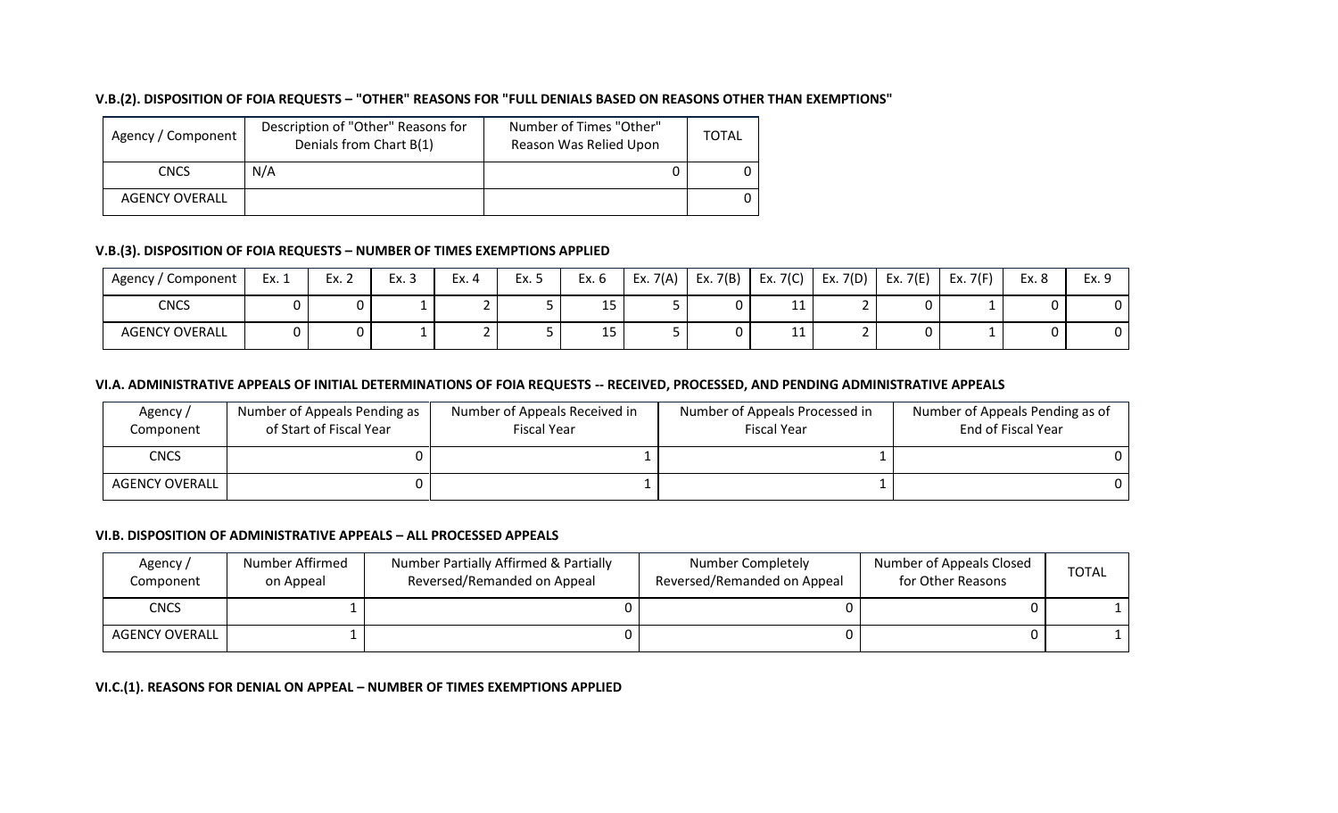### V.B.(2). DISPOSITION OF FOIA REQUESTS – "OTHER" REASONS FOR "FULL DENIALS BASED ON REASONS OTHER THAN EXEMPTIONS"

| Agency / Component | Description of "Other" Reasons for Denials from Chart B(1) | Number of Times "Other" Reason Was Relied Upon | TOTAL |
|---|---|---|---|
| CNCS | N/A | 0 | 0 |
| AGENCY OVERALL | | | 0 |

### V.B.(3). DISPOSITION OF FOIA REQUESTS – NUMBER OF TIMES EXEMPTIONS APPLIED

| Agency / Component | Ex. 1 | Ex. 2 | Ex. 3 | Ex. 4 | Ex. 5 | Ex. 6 | Ex. 7(A) | Ex. 7(B) | Ex. 7(C) | Ex. 7(D) | Ex. 7(E) | Ex. 7(F) | Ex. 8 | Ex. 9 |
|---|---|---|---|---|---|---|---|---|---|---|---|---|---|---|
| CNCS | 0 | 0 | 1 | 2 | 5 | 15 | 5 | 0 | 11 | 2 | 0 | 1 | 0 | 0 |
| AGENCY OVERALL | 0 | 0 | 1 | 2 | 5 | 15 | 5 | 0 | 11 | 2 | 0 | 1 | 0 | 0 |

### VI.A. ADMINISTRATIVE APPEALS OF INITIAL DETERMINATIONS OF FOIA REQUESTS -- RECEIVED, PROCESSED, AND PENDING ADMINISTRATIVE APPEALS

| Agency / Component | Number of Appeals Pending as of Start of Fiscal Year | Number of Appeals Received in Fiscal Year | Number of Appeals Processed in Fiscal Year | Number of Appeals Pending as of End of Fiscal Year |
|---|---|---|---|---|
| CNCS | 0 | 1 | 1 | 0 |
| AGENCY OVERALL | 0 | 1 | 1 | 0 |

### VI.B. DISPOSITION OF ADMINISTRATIVE APPEALS – ALL PROCESSED APPEALS

| Agency / Component | Number Affirmed on Appeal | Number Partially Affirmed & Partially Reversed/Remanded on Appeal | Number Completely Reversed/Remanded on Appeal | Number of Appeals Closed for Other Reasons | TOTAL |
|---|---|---|---|---|---|
| CNCS | 1 | 0 | 0 | 0 | 1 |
| AGENCY OVERALL | 1 | 0 | 0 | 0 | 1 |

### VI.C.(1). REASONS FOR DENIAL ON APPEAL – NUMBER OF TIMES EXEMPTIONS APPLIED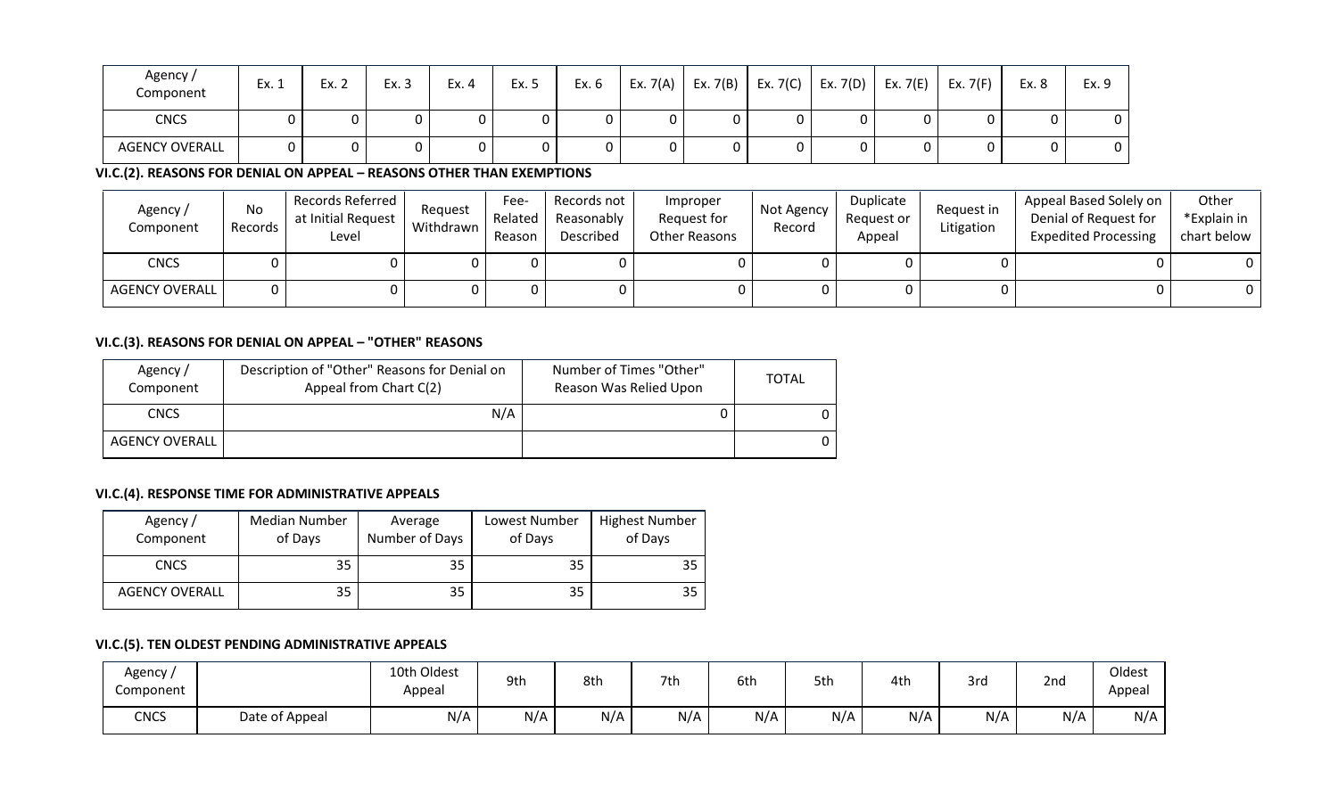| Agency / Component | Ex. 1 | Ex. 2 | Ex. 3 | Ex. 4 | Ex. 5 | Ex. 6 | Ex. 7(A) | Ex. 7(B) | Ex. 7(C) | Ex. 7(D) | Ex. 7(E) | Ex. 7(F) | Ex. 8 | Ex. 9 |
|---|---|---|---|---|---|---|---|---|---|---|---|---|---|---|
| CNCS | 0 | 0 | 0 | 0 | 0 | 0 | 0 | 0 | 0 | 0 | 0 | 0 | 0 | 0 |
| AGENCY OVERALL | 0 | 0 | 0 | 0 | 0 | 0 | 0 | 0 | 0 | 0 | 0 | 0 | 0 | 0 |

**VI.C.(2). REASONS FOR DENIAL ON APPEAL – REASONS OTHER THAN EXEMPTIONS**

| Agency / Component | No Records | Records Referred at Initial Request Level | Request Withdrawn | Fee-Related Reason | Records not Reasonably Described | Improper Request for Other Reasons | Not Agency Record | Duplicate Request or Appeal | Request in Litigation | Appeal Based Solely on Denial of Request for Expedited Processing | Other *Explain in chart below |
|---|---|---|---|---|---|---|---|---|---|---|---|
| CNCS | 0 | 0 | 0 | 0 | 0 | 0 | 0 | 0 | 0 | 0 | 0 |
| AGENCY OVERALL | 0 | 0 | 0 | 0 | 0 | 0 | 0 | 0 | 0 | 0 | 0 |

**VI.C.(3). REASONS FOR DENIAL ON APPEAL – "OTHER" REASONS**

| Agency / Component | Description of "Other" Reasons for Denial on Appeal from Chart C(2) | Number of Times "Other" Reason Was Relied Upon | TOTAL |
|---|---|---|---|
| CNCS | N/A | 0 | 0 |
| AGENCY OVERALL | | | 0 |

**VI.C.(4). RESPONSE TIME FOR ADMINISTRATIVE APPEALS**

| Agency / Component | Median Number of Days | Average Number of Days | Lowest Number of Days | Highest Number of Days |
|---|---|---|---|---|
| CNCS | 35 | 35 | 35 | 35 |
| AGENCY OVERALL | 35 | 35 | 35 | 35 |

**VI.C.(5). TEN OLDEST PENDING ADMINISTRATIVE APPEALS**

| Agency / Component | | 10th Oldest Appeal | 9th | 8th | 7th | 6th | 5th | 4th | 3rd | 2nd | Oldest Appeal |
|---|---|---|---|---|---|---|---|---|---|---|---|
| CNCS | Date of Appeal | N/A | N/A | N/A | N/A | N/A | N/A | N/A | N/A | N/A | N/A |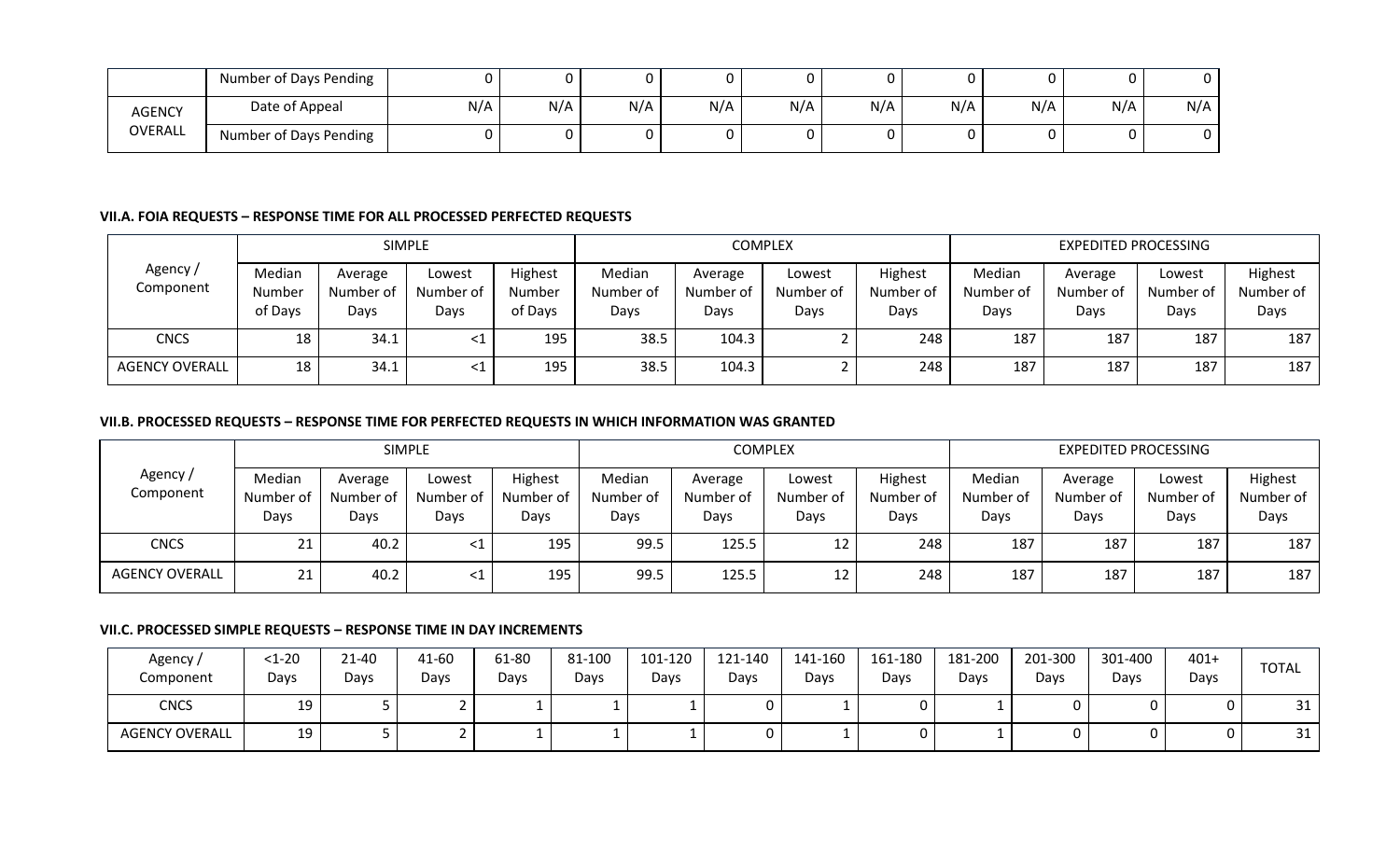| | | | | | | | | | | | |
|---|---|---|---|---|---|---|---|---|---|---|---|
| | Number of Days Pending | 0 | 0 | 0 | 0 | 0 | 0 | 0 | 0 | 0 | 0 |
| AGENCY OVERALL | Date of Appeal | N/A | N/A | N/A | N/A | N/A | N/A | N/A | N/A | N/A | N/A |
| | Number of Days Pending | 0 | 0 | 0 | 0 | 0 | 0 | 0 | 0 | 0 | 0 |

### VII.A. FOIA REQUESTS – RESPONSE TIME FOR ALL PROCESSED PERFECTED REQUESTS

| Agency / Component | SIMPLE | | | | COMPLEX | | | | EXPEDITED PROCESSING | | | |
|---|---|---|---|---|---|---|---|---|---|---|---|---|
| | Median Number of Days | Average Number of Days | Lowest Number of Days | Highest Number of Days | Median Number of Days | Average Number of Days | Lowest Number of Days | Highest Number of Days | Median Number of Days | Average Number of Days | Lowest Number of Days | Highest Number of Days |
| CNCS | 18 | 34.1 | <1 | 195 | 38.5 | 104.3 | 2 | 248 | 187 | 187 | 187 | 187 |
| AGENCY OVERALL | 18 | 34.1 | <1 | 195 | 38.5 | 104.3 | 2 | 248 | 187 | 187 | 187 | 187 |

### VII.B. PROCESSED REQUESTS – RESPONSE TIME FOR PERFECTED REQUESTS IN WHICH INFORMATION WAS GRANTED

| Agency / Component | SIMPLE | | | | COMPLEX | | | | EXPEDITED PROCESSING | | | |
|---|---|---|---|---|---|---|---|---|---|---|---|---|
| | Median Number of Days | Average Number of Days | Lowest Number of Days | Highest Number of Days | Median Number of Days | Average Number of Days | Lowest Number of Days | Highest Number of Days | Median Number of Days | Average Number of Days | Lowest Number of Days | Highest Number of Days |
| CNCS | 21 | 40.2 | <1 | 195 | 99.5 | 125.5 | 12 | 248 | 187 | 187 | 187 | 187 |
| AGENCY OVERALL | 21 | 40.2 | <1 | 195 | 99.5 | 125.5 | 12 | 248 | 187 | 187 | 187 | 187 |

### VII.C. PROCESSED SIMPLE REQUESTS – RESPONSE TIME IN DAY INCREMENTS

| Agency / Component | <1-20 Days | 21-40 Days | 41-60 Days | 61-80 Days | 81-100 Days | 101-120 Days | 121-140 Days | 141-160 Days | 161-180 Days | 181-200 Days | 201-300 Days | 301-400 Days | 401+ Days | TOTAL |
|---|---|---|---|---|---|---|---|---|---|---|---|---|---|---|
| CNCS | 19 | 5 | 2 | 1 | 1 | 1 | 0 | 1 | 0 | 1 | 0 | 0 | 0 | 31 |
| AGENCY OVERALL | 19 | 5 | 2 | 1 | 1 | 1 | 0 | 1 | 0 | 1 | 0 | 0 | 0 | 31 |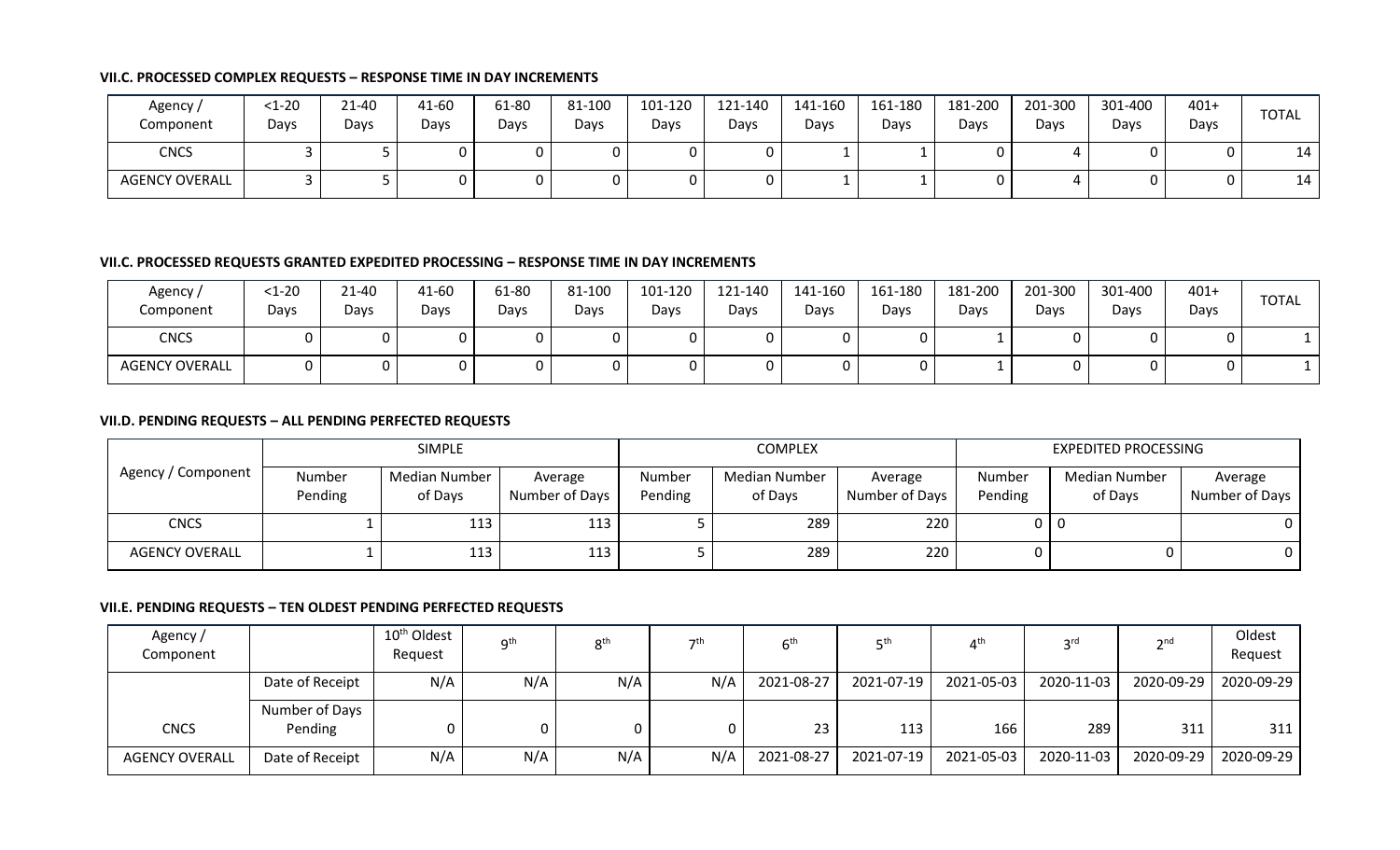#### VII.C. PROCESSED COMPLEX REQUESTS – RESPONSE TIME IN DAY INCREMENTS

| Agency / Component | <1-20 Days | 21-40 Days | 41-60 Days | 61-80 Days | 81-100 Days | 101-120 Days | 121-140 Days | 141-160 Days | 161-180 Days | 181-200 Days | 201-300 Days | 301-400 Days | 401+ Days | TOTAL |
|---|---|---|---|---|---|---|---|---|---|---|---|---|---|---|
| CNCS | 3 | 5 | 0 | 0 | 0 | 0 | 0 | 1 | 1 | 0 | 4 | 0 | 0 | 14 |
| AGENCY OVERALL | 3 | 5 | 0 | 0 | 0 | 0 | 0 | 1 | 1 | 0 | 4 | 0 | 0 | 14 |

#### VII.C. PROCESSED REQUESTS GRANTED EXPEDITED PROCESSING – RESPONSE TIME IN DAY INCREMENTS

| Agency / Component | <1-20 Days | 21-40 Days | 41-60 Days | 61-80 Days | 81-100 Days | 101-120 Days | 121-140 Days | 141-160 Days | 161-180 Days | 181-200 Days | 201-300 Days | 301-400 Days | 401+ Days | TOTAL |
|---|---|---|---|---|---|---|---|---|---|---|---|---|---|---|
| CNCS | 0 | 0 | 0 | 0 | 0 | 0 | 0 | 0 | 0 | 1 | 0 | 0 | 0 | 1 |
| AGENCY OVERALL | 0 | 0 | 0 | 0 | 0 | 0 | 0 | 0 | 0 | 1 | 0 | 0 | 0 | 1 |

#### VII.D. PENDING REQUESTS – ALL PENDING PERFECTED REQUESTS

| Agency / Component | SIMPLE | | | COMPLEX | | | EXPEDITED PROCESSING | | |
|---|---|---|---|---|---|---|---|---|---|
| | Number Pending | Median Number of Days | Average Number of Days | Number Pending | Median Number of Days | Average Number of Days | Number Pending | Median Number of Days | Average Number of Days |
| CNCS | 1 | 113 | 113 | 5 | 289 | 220 | 0 | 0 | 0 |
| AGENCY OVERALL | 1 | 113 | 113 | 5 | 289 | 220 | 0 | 0 | 0 |

#### VII.E. PENDING REQUESTS – TEN OLDEST PENDING PERFECTED REQUESTS

| Agency / Component | | 10th Oldest Request | 9th | 8th | 7th | 6th | 5th | 4th | 3rd | 2nd | Oldest Request |
|---|---|---|---|---|---|---|---|---|---|---|---|
| | Date of Receipt | N/A | N/A | N/A | N/A | 2021-08-27 | 2021-07-19 | 2021-05-03 | 2020-11-03 | 2020-09-29 | 2020-09-29 |
| CNCS | Number of Days Pending | 0 | 0 | 0 | 0 | 23 | 113 | 166 | 289 | 311 | 311 |
| AGENCY OVERALL | Date of Receipt | N/A | N/A | N/A | N/A | 2021-08-27 | 2021-07-19 | 2021-05-03 | 2020-11-03 | 2020-09-29 | 2020-09-29 |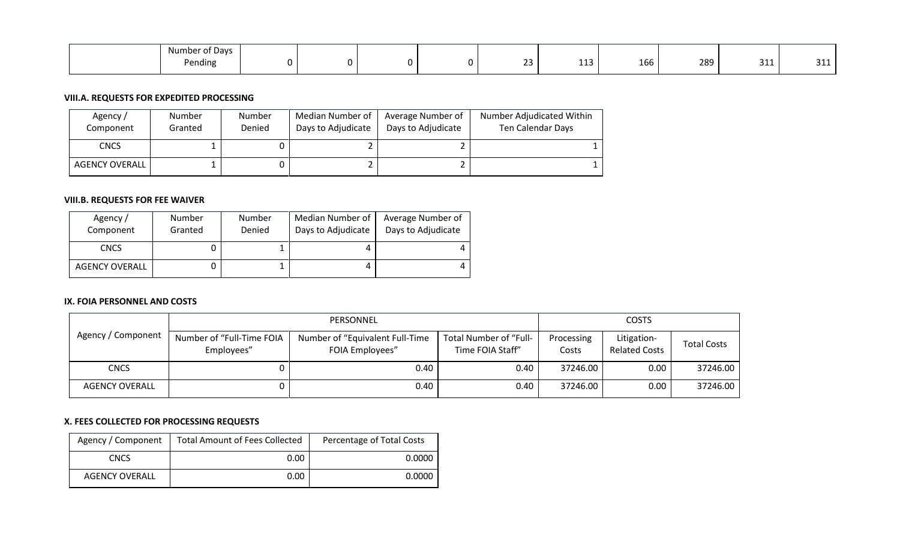| | Number of Days Pending | 0 | 0 | 0 | 0 | 23 | 113 | 166 | 289 | 311 | 311 |
|---|---|---|---|---|---|---|---|---|---|---|---|

**VIII.A. REQUESTS FOR EXPEDITED PROCESSING**

| Agency / Component | Number Granted | Number Denied | Median Number of Days to Adjudicate | Average Number of Days to Adjudicate | Number Adjudicated Within Ten Calendar Days |
|---|---|---|---|---|---|
| CNCS | 1 | 0 | 2 | 2 | 1 |
| AGENCY OVERALL | 1 | 0 | 2 | 2 | 1 |

**VIII.B. REQUESTS FOR FEE WAIVER**

| Agency / Component | Number Granted | Number Denied | Median Number of Days to Adjudicate | Average Number of Days to Adjudicate |
|---|---|---|---|---|
| CNCS | 0 | 1 | 4 | 4 |
| AGENCY OVERALL | 0 | 1 | 4 | 4 |

**IX. FOIA PERSONNEL AND COSTS**

| Agency / Component | PERSONNEL | | | COSTS | | |
|---|---|---|---|---|---|---|
| | Number of "Full-Time FOIA Employees" | Number of "Equivalent Full-Time FOIA Employees" | Total Number of "Full-Time FOIA Staff" | Processing Costs | Litigation-Related Costs | Total Costs |
| CNCS | 0 | 0.40 | 0.40 | 37246.00 | 0.00 | 37246.00 |
| AGENCY OVERALL | 0 | 0.40 | 0.40 | 37246.00 | 0.00 | 37246.00 |

**X. FEES COLLECTED FOR PROCESSING REQUESTS**

| Agency / Component | Total Amount of Fees Collected | Percentage of Total Costs |
|---|---|---|
| CNCS | 0.00 | 0.0000 |
| AGENCY OVERALL | 0.00 | 0.0000 |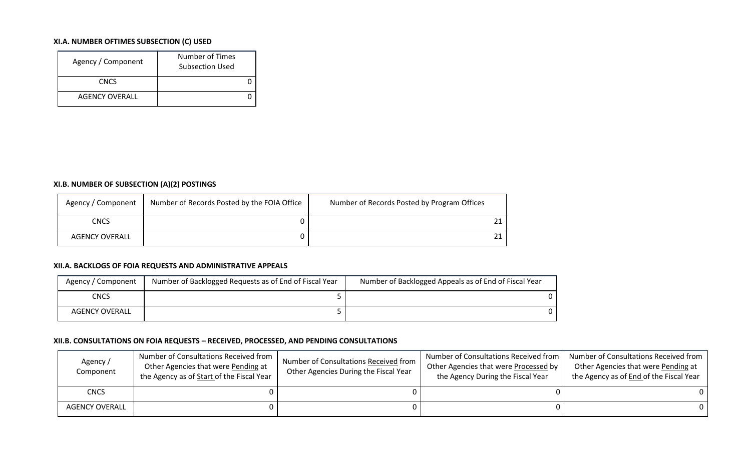### XI.A. NUMBER OFTIMES SUBSECTION (C) USED

| Agency / Component | Number of Times Subsection Used |
|---|---|
| CNCS | 0 |
| AGENCY OVERALL | 0 |

### XI.B. NUMBER OF SUBSECTION (A)(2) POSTINGS

| Agency / Component | Number of Records Posted by the FOIA Office | Number of Records Posted by Program Offices |
|---|---|---|
| CNCS | 0 | 21 |
| AGENCY OVERALL | 0 | 21 |

### XII.A. BACKLOGS OF FOIA REQUESTS AND ADMINISTRATIVE APPEALS

| Agency / Component | Number of Backlogged Requests as of End of Fiscal Year | Number of Backlogged Appeals as of End of Fiscal Year |
|---|---|---|
| CNCS | 5 | 0 |
| AGENCY OVERALL | 5 | 0 |

### XII.B. CONSULTATIONS ON FOIA REQUESTS – RECEIVED, PROCESSED, AND PENDING CONSULTATIONS

| Agency / Component | Number of Consultations Received from Other Agencies that were Pending at the Agency as of Start of the Fiscal Year | Number of Consultations Received from Other Agencies During the Fiscal Year | Number of Consultations Received from Other Agencies that were Processed by the Agency During the Fiscal Year | Number of Consultations Received from Other Agencies that were Pending at the Agency as of End of the Fiscal Year |
|---|---|---|---|---|
| CNCS | 0 | 0 | 0 | 0 |
| AGENCY OVERALL | 0 | 0 | 0 | 0 |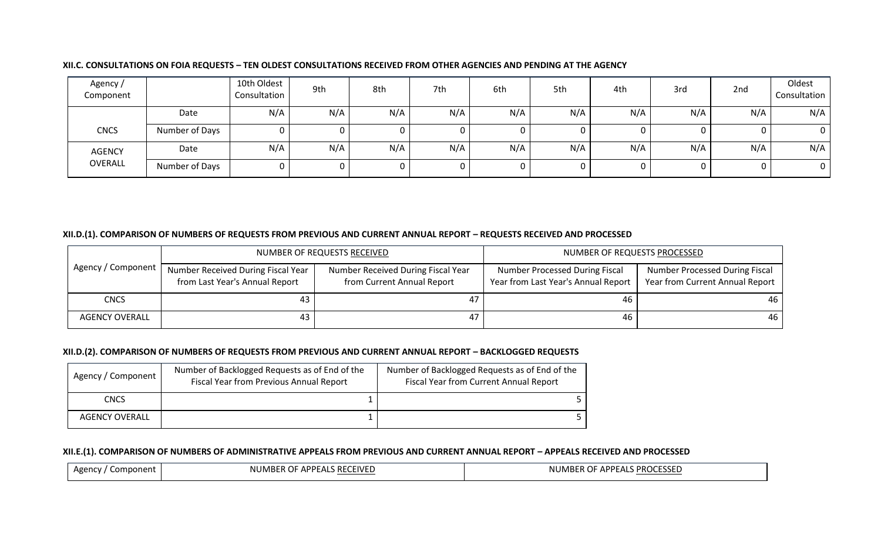**XII.C. CONSULTATIONS ON FOIA REQUESTS – TEN OLDEST CONSULTATIONS RECEIVED FROM OTHER AGENCIES AND PENDING AT THE AGENCY**

| Agency / Component | | 10th Oldest Consultation | 9th | 8th | 7th | 6th | 5th | 4th | 3rd | 2nd | Oldest Consultation |
|---|---|---|---|---|---|---|---|---|---|---|---|
| CNCS | Date | N/A | N/A | N/A | N/A | N/A | N/A | N/A | N/A | N/A | N/A |
| | Number of Days | 0 | 0 | 0 | 0 | 0 | 0 | 0 | 0 | 0 | 0 |
| AGENCY OVERALL | Date | N/A | N/A | N/A | N/A | N/A | N/A | N/A | N/A | N/A | N/A |
| | Number of Days | 0 | 0 | 0 | 0 | 0 | 0 | 0 | 0 | 0 | 0 |

**XII.D.(1). COMPARISON OF NUMBERS OF REQUESTS FROM PREVIOUS AND CURRENT ANNUAL REPORT – REQUESTS RECEIVED AND PROCESSED**

| Agency / Component | NUMBER OF REQUESTS RECEIVED | | NUMBER OF REQUESTS PROCESSED | |
|---|---|---|---|---|
| | Number Received During Fiscal Year from Last Year's Annual Report | Number Received During Fiscal Year from Current Annual Report | Number Processed During Fiscal Year from Last Year's Annual Report | Number Processed During Fiscal Year from Current Annual Report |
| CNCS | 43 | 47 | 46 | 46 |
| AGENCY OVERALL | 43 | 47 | 46 | 46 |

**XII.D.(2). COMPARISON OF NUMBERS OF REQUESTS FROM PREVIOUS AND CURRENT ANNUAL REPORT – BACKLOGGED REQUESTS**

| Agency / Component | Number of Backlogged Requests as of End of the Fiscal Year from Previous Annual Report | Number of Backlogged Requests as of End of the Fiscal Year from Current Annual Report |
|---|---|---|
| CNCS | 1 | 5 |
| AGENCY OVERALL | 1 | 5 |

**XII.E.(1). COMPARISON OF NUMBERS OF ADMINISTRATIVE APPEALS FROM PREVIOUS AND CURRENT ANNUAL REPORT – APPEALS RECEIVED AND PROCESSED**

| Agency / Component | NUMBER OF APPEALS RECEIVED | NUMBER OF APPEALS PROCESSED |
|---|---|---|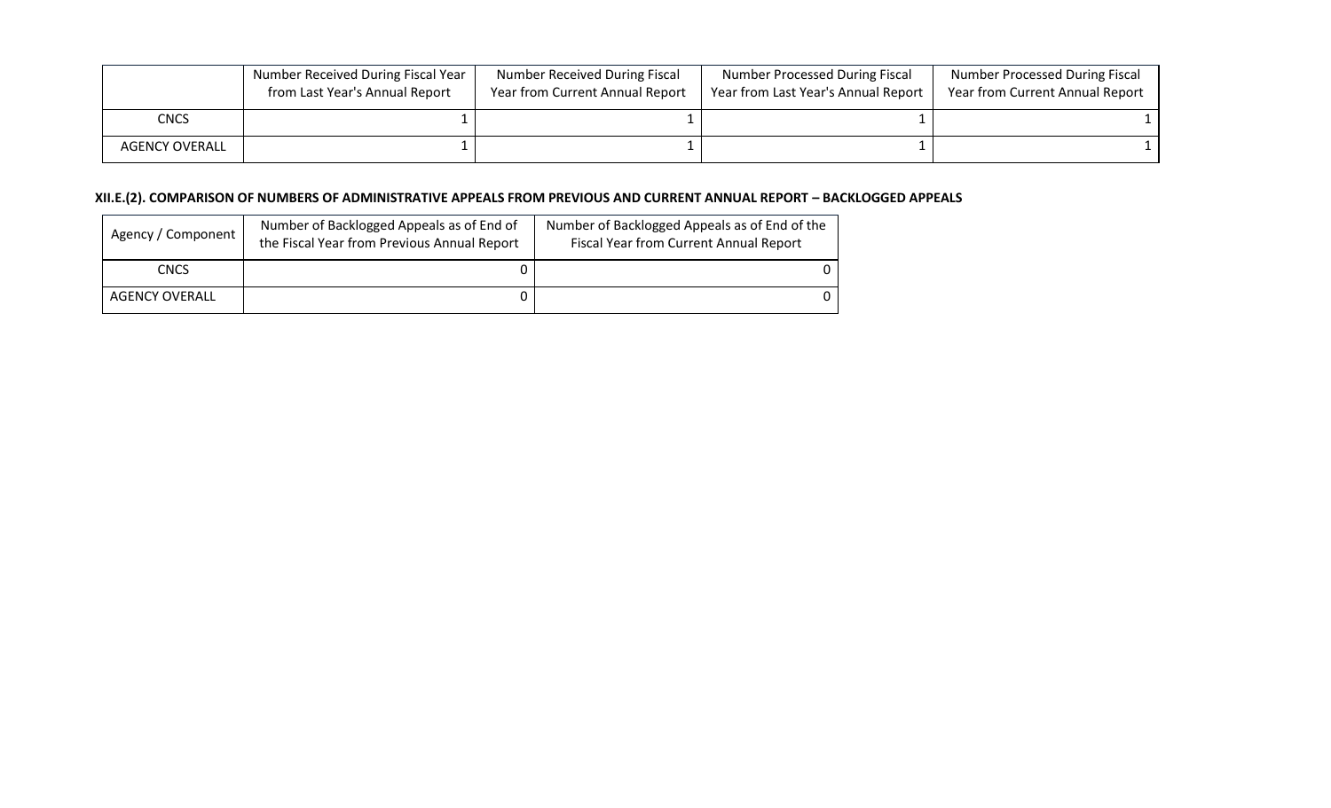| | Number Received During Fiscal Year from Last Year's Annual Report | Number Received During Fiscal Year from Current Annual Report | Number Processed During Fiscal Year from Last Year's Annual Report | Number Processed During Fiscal Year from Current Annual Report |
|---|---|---|---|---|
| CNCS | 1 | 1 | 1 | 1 |
| AGENCY OVERALL | 1 | 1 | 1 | 1 |

**XII.E.(2). COMPARISON OF NUMBERS OF ADMINISTRATIVE APPEALS FROM PREVIOUS AND CURRENT ANNUAL REPORT – BACKLOGGED APPEALS**

| Agency / Component | Number of Backlogged Appeals as of End of the Fiscal Year from Previous Annual Report | Number of Backlogged Appeals as of End of the Fiscal Year from Current Annual Report |
|---|---|---|
| CNCS | 0 | 0 |
| AGENCY OVERALL | 0 | 0 |